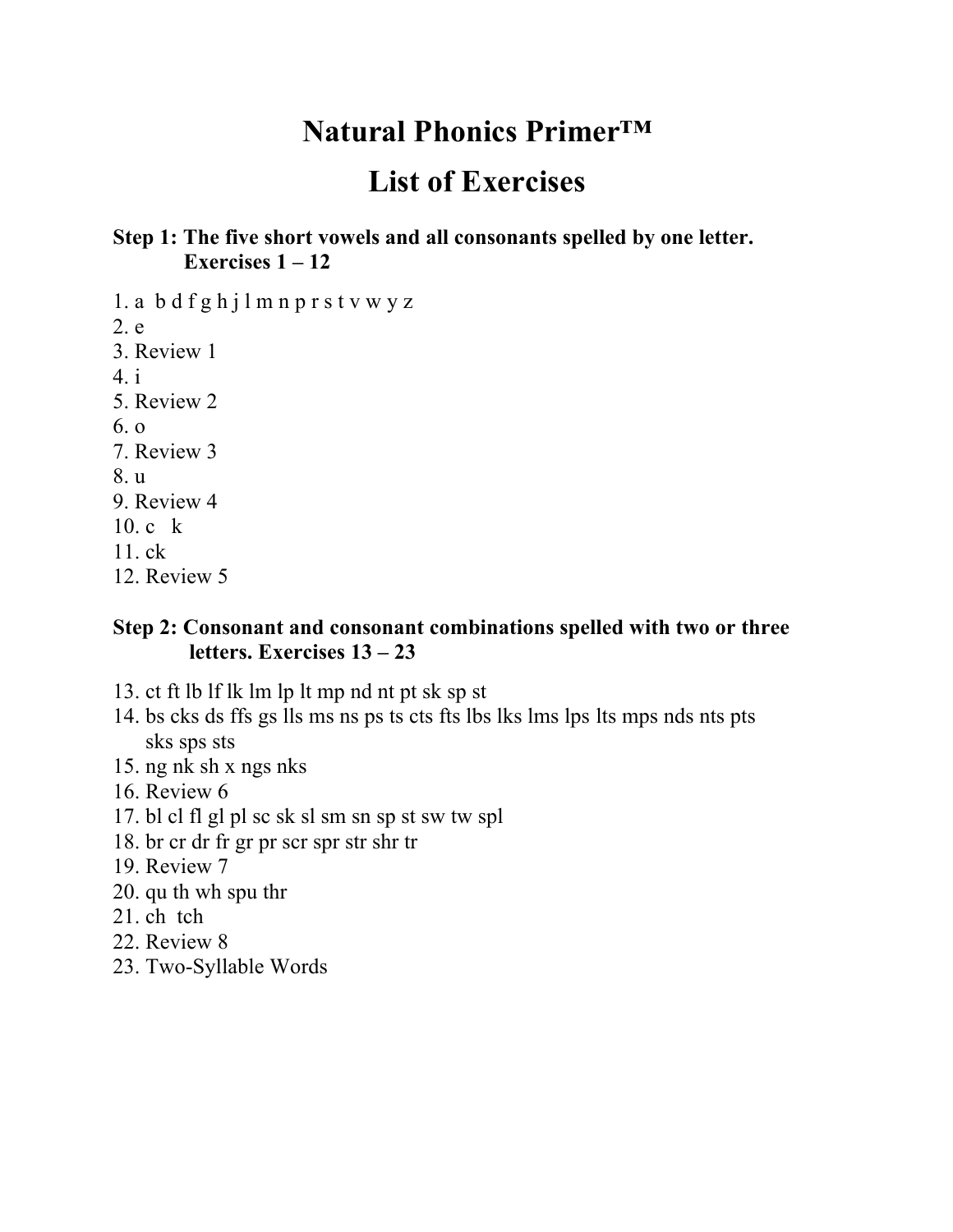# Natural Phonics Primer™

# List of Exercises

**Step 1: The five short vowels and all consonants spelled by one letter. Exercises 1 – 12**

1. a b d f g h j l m n p r s t v w y z
2. e
3. Review 1
4. i
5. Review 2
6. o
7. Review 3
8. u
9. Review 4
10. c k
11. ck
12. Review 5

**Step 2: Consonant and consonant combinations spelled with two or three letters. Exercises 13 – 23**

13. ct ft lb lf lk lm lp lt mp nd nt pt sk sp st
14. bs cks ds ffs gs lls ms ns ps ts cts fts lbs lks lms lps lts mps nds nts pts sks sps sts
15. ng nk sh x ngs nks
16. Review 6
17. bl cl fl gl pl sc sk sl sm sn sp st sw tw spl
18. br cr dr fr gr pr scr spr str shr tr
19. Review 7
20. qu th wh spu thr
21. ch tch
22. Review 8
23. Two-Syllable Words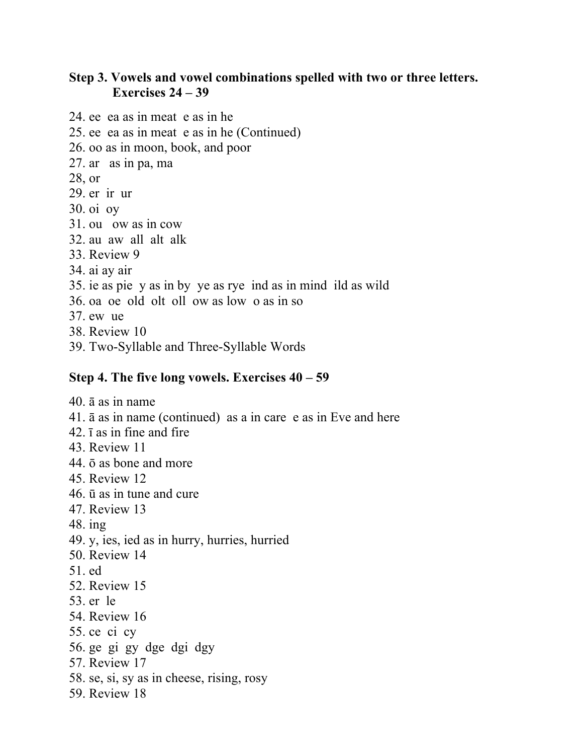**Step 3. Vowels and vowel combinations spelled with two or three letters.**
**Exercises 24 – 39**

24. ee  ea as in meat  e as in he
25. ee  ea as in meat  e as in he (Continued)
26. oo as in moon, book, and poor
27. ar   as in pa, ma
28, or
29. er  ir  ur
30. oi  oy
31. ou   ow as in cow
32. au  aw  all  alt  alk
33. Review 9
34. ai ay air
35. ie as pie  y as in by  ye as rye  ind as in mind  ild as wild
36. oa  oe  old  olt  oll  ow as low  o as in so
37. ew  ue
38. Review 10
39. Two-Syllable and Three-Syllable Words

**Step 4. The five long vowels. Exercises 40 – 59**

40. ā as in name
41. ā as in name (continued)  as a in care  e as in Eve and here
42. ī as in fine and fire
43. Review 11
44. ō as bone and more
45. Review 12
46. ū as in tune and cure
47. Review 13
48. ing
49. y, ies, ied as in hurry, hurries, hurried
50. Review 14
51. ed
52. Review 15
53. er  le
54. Review 16
55. ce  ci  cy
56. ge  gi  gy  dge  dgi  dgy
57. Review 17
58. se, si, sy as in cheese, rising, rosy
59. Review 18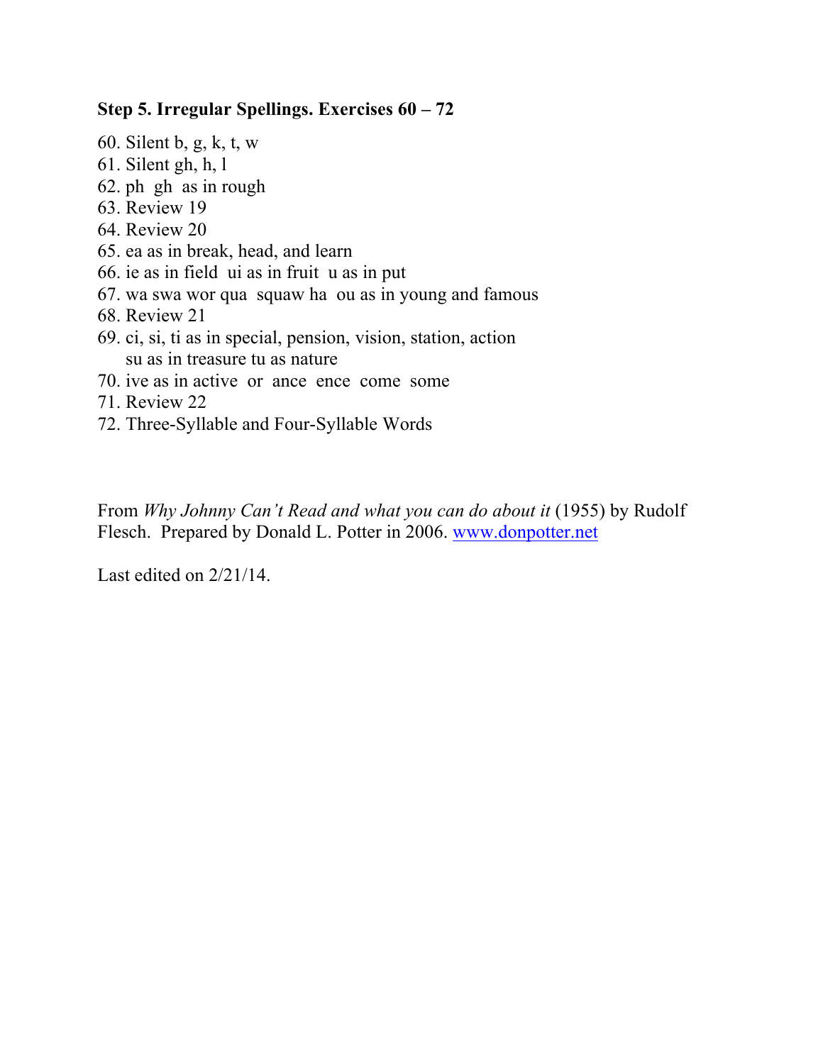**Step 5. Irregular Spellings. Exercises 60 – 72**

60. Silent b, g, k, t, w
61. Silent gh, h, l
62. ph  gh  as in rough
63. Review 19
64. Review 20
65. ea as in break, head, and learn
66. ie as in field  ui as in fruit  u as in put
67. wa swa wor qua  squaw ha  ou as in young and famous
68. Review 21
69. ci, si, ti as in special, pension, vision, station, action
    su as in treasure tu as nature
70. ive as in active  or  ance  ence  come  some
71. Review 22
72. Three-Syllable and Four-Syllable Words

From *Why Johnny Can't Read and what you can do about it* (1955) by Rudolf Flesch.  Prepared by Donald L. Potter in 2006. www.donpotter.net

Last edited on 2/21/14.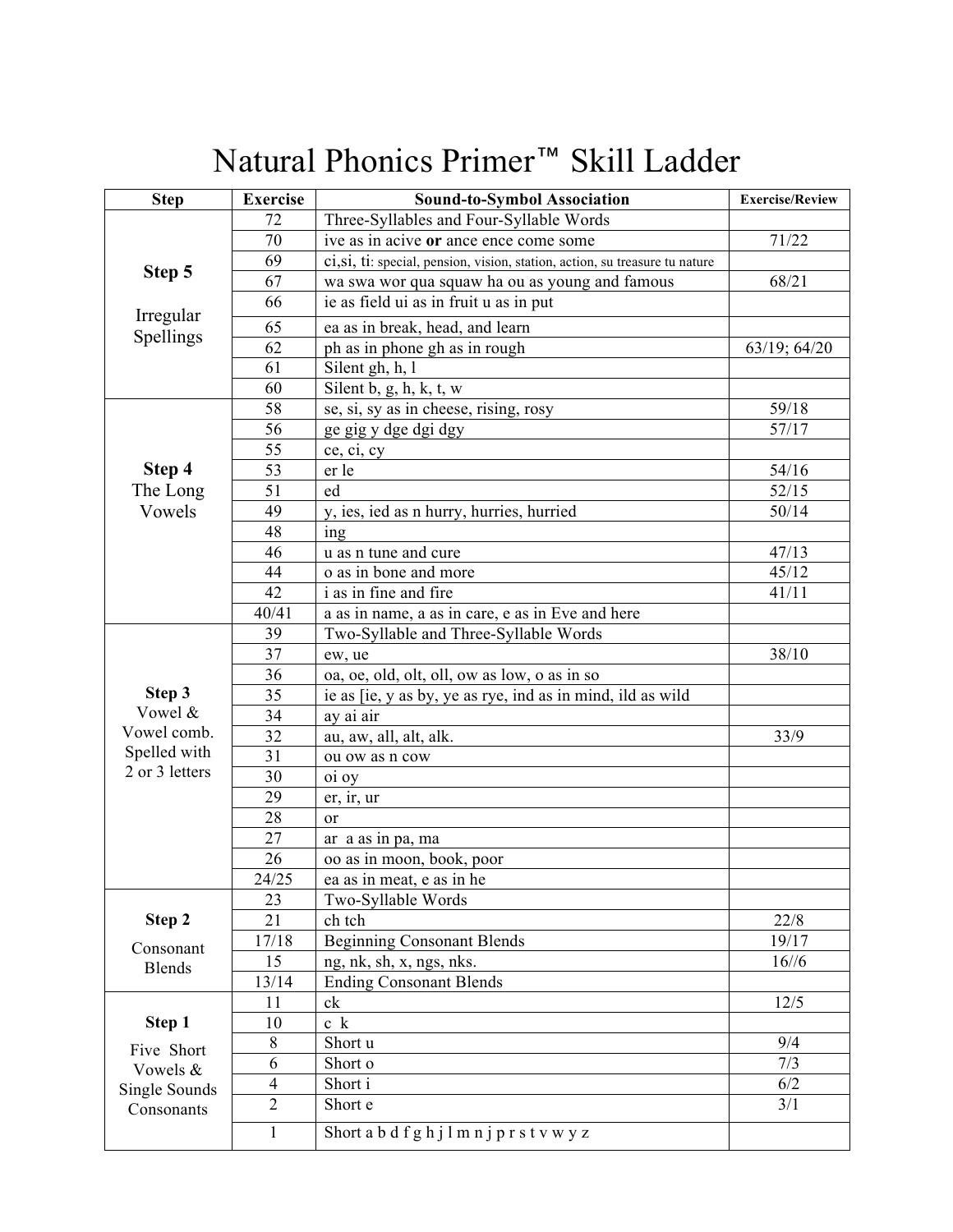# Natural Phonics Primer™ Skill Ladder

| Step | Exercise | Sound-to-Symbol Association | Exercise/Review |
|---|---|---|---|
| **Step 5** Irregular Spellings | 72 | Three-Syllables and Four-Syllable Words | |
| | 70 | ive as in acive **or** ance ence come some | 71/22 |
| | 69 | ci,si, ti: special, pension, vision, station, action, su treasure tu nature | |
| | 67 | wa swa wor qua squaw ha ou as young and famous | 68/21 |
| | 66 | ie as field ui as in fruit u as in put | |
| | 65 | ea as in break, head, and learn | |
| | 62 | ph as in phone gh as in rough | 63/19; 64/20 |
| | 61 | Silent gh, h, l | |
| | 60 | Silent b, g, h, k, t, w | |
| **Step 4** The Long Vowels | 58 | se, si, sy as in cheese, rising, rosy | 59/18 |
| | 56 | ge gig y dge dgi dgy | 57/17 |
| | 55 | ce, ci, cy | |
| | 53 | er le | 54/16 |
| | 51 | ed | 52/15 |
| | 49 | y, ies, ied as n hurry, hurries, hurried | 50/14 |
| | 48 | ing | |
| | 46 | u as n tune and cure | 47/13 |
| | 44 | o as in bone and more | 45/12 |
| | 42 | i as in fine and fire | 41/11 |
| | 40/41 | a as in name, a as in care, e as in Eve and here | |
| **Step 3** Vowel & Vowel comb. Spelled with 2 or 3 letters | 39 | Two-Syllable and Three-Syllable Words | |
| | 37 | ew, ue | 38/10 |
| | 36 | oa, oe, old, olt, oll, ow as low, o as in so | |
| | 35 | ie as [ie, y as by, ye as rye, ind as in mind, ild as wild | |
| | 34 | ay ai air | |
| | 32 | au, aw, all, alt, alk. | 33/9 |
| | 31 | ou ow as n cow | |
| | 30 | oi oy | |
| | 29 | er, ir, ur | |
| | 28 | or | |
| | 27 | ar a as in pa, ma | |
| | 26 | oo as in moon, book, poor | |
| | 24/25 | ea as in meat, e as in he | |
| **Step 2** Consonant Blends | 23 | Two-Syllable Words | |
| | 21 | ch tch | 22/8 |
| | 17/18 | Beginning Consonant Blends | 19/17 |
| | 15 | ng, nk, sh, x, ngs, nks. | 16//6 |
| | 13/14 | Ending Consonant Blends | |
| **Step 1** Five Short Vowels & Single Sounds Consonants | 11 | ck | 12/5 |
| | 10 | c k | |
| | 8 | Short u | 9/4 |
| | 6 | Short o | 7/3 |
| | 4 | Short i | 6/2 |
| | 2 | Short e | 3/1 |
| | 1 | Short a b d f g h j l m n j p r s t v w y z | |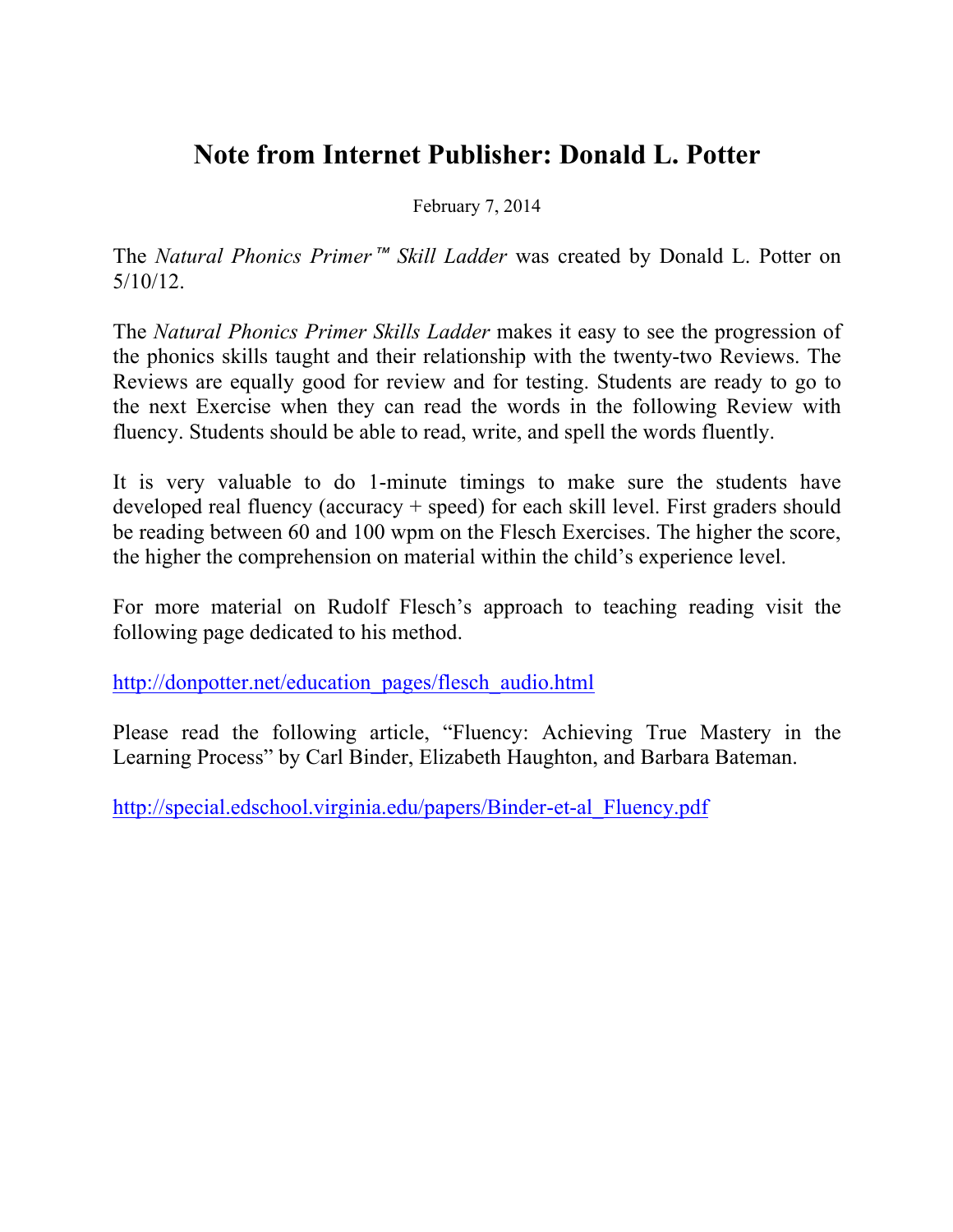# Note from Internet Publisher: Donald L. Potter

February 7, 2014

The *Natural Phonics Primer™ Skill Ladder* was created by Donald L. Potter on 5/10/12.

The *Natural Phonics Primer Skills Ladder* makes it easy to see the progression of the phonics skills taught and their relationship with the twenty-two Reviews. The Reviews are equally good for review and for testing. Students are ready to go to the next Exercise when they can read the words in the following Review with fluency. Students should be able to read, write, and spell the words fluently.

It is very valuable to do 1-minute timings to make sure the students have developed real fluency (accuracy + speed) for each skill level. First graders should be reading between 60 and 100 wpm on the Flesch Exercises. The higher the score, the higher the comprehension on material within the child's experience level.

For more material on Rudolf Flesch's approach to teaching reading visit the following page dedicated to his method.

http://donpotter.net/education_pages/flesch_audio.html

Please read the following article, "Fluency: Achieving True Mastery in the Learning Process" by Carl Binder, Elizabeth Haughton, and Barbara Bateman.

http://special.edschool.virginia.edu/papers/Binder-et-al_Fluency.pdf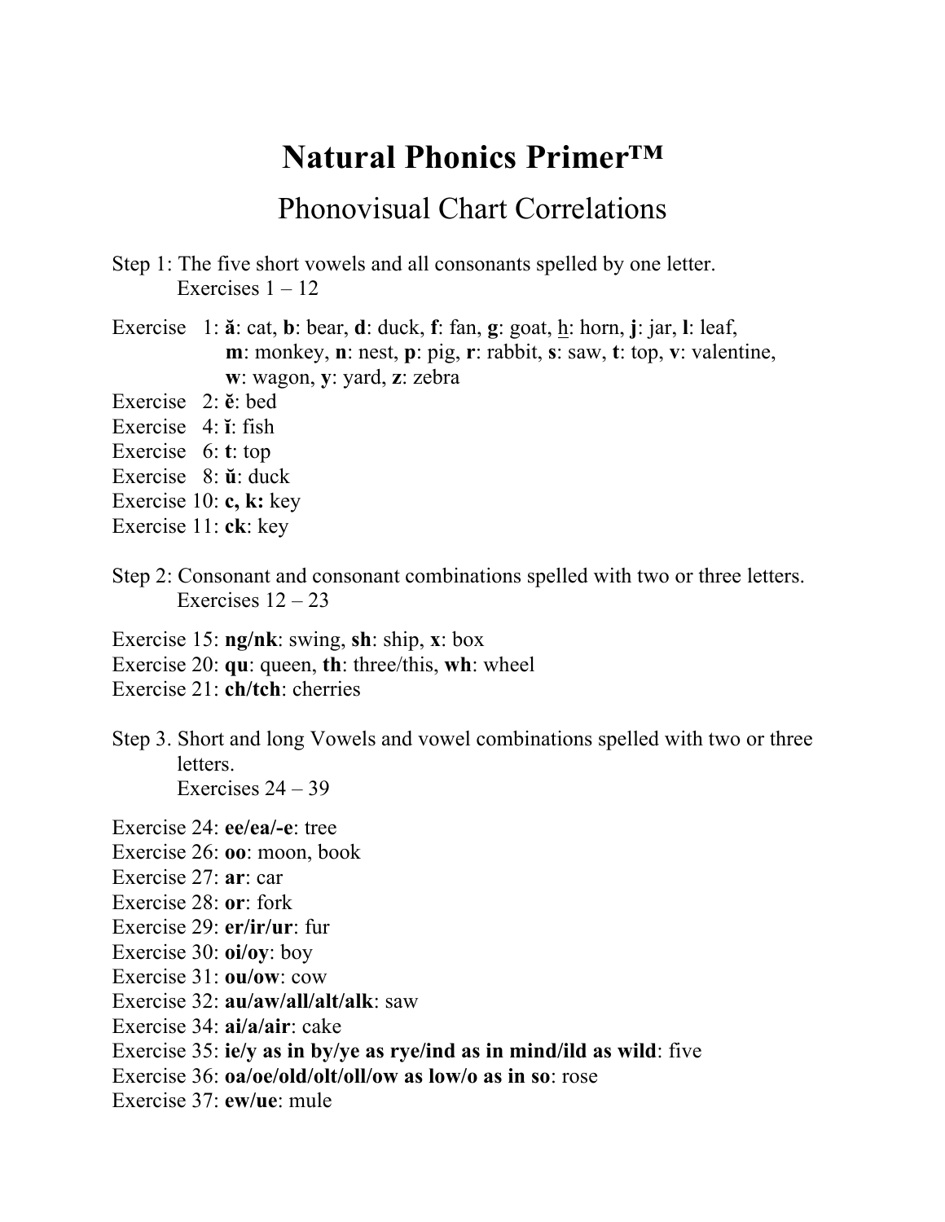# Natural Phonics Primer™

## Phonovisual Chart Correlations

Step 1: The five short vowels and all consonants spelled by one letter.
Exercises 1 – 12

Exercise 1: **ă**: cat, **b**: bear, **d**: duck, **f**: fan, **g**: goat, <u>h</u>: horn, **j**: jar, **l**: leaf, **m**: monkey, **n**: nest, **p**: pig, **r**: rabbit, **s**: saw, **t**: top, **v**: valentine, **w**: wagon, **y**: yard, **z**: zebra
Exercise 2: **ĕ**: bed
Exercise 4: **ĭ**: fish
Exercise 6: **t**: top
Exercise 8: **ŭ**: duck
Exercise 10: **c, k:** key
Exercise 11: **ck**: key

Step 2: Consonant and consonant combinations spelled with two or three letters.
Exercises 12 – 23

Exercise 15: **ng/nk**: swing, **sh**: ship, **x**: box
Exercise 20: **qu**: queen, **th**: three/this, **wh**: wheel
Exercise 21: **ch/tch**: cherries

Step 3. Short and long Vowels and vowel combinations spelled with two or three letters.
Exercises 24 – 39

Exercise 24: **ee/ea/-e**: tree
Exercise 26: **oo**: moon, book
Exercise 27: **ar**: car
Exercise 28: **or**: fork
Exercise 29: **er/ir/ur**: fur
Exercise 30: **oi/oy**: boy
Exercise 31: **ou/ow**: cow
Exercise 32: **au/aw/all/alt/alk**: saw
Exercise 34: **ai/a/air**: cake
Exercise 35: **ie/y as in by/ye as rye/ind as in mind/ild as wild**: five
Exercise 36: **oa/oe/old/olt/oll/ow as low/o as in so**: rose
Exercise 37: **ew/ue**: mule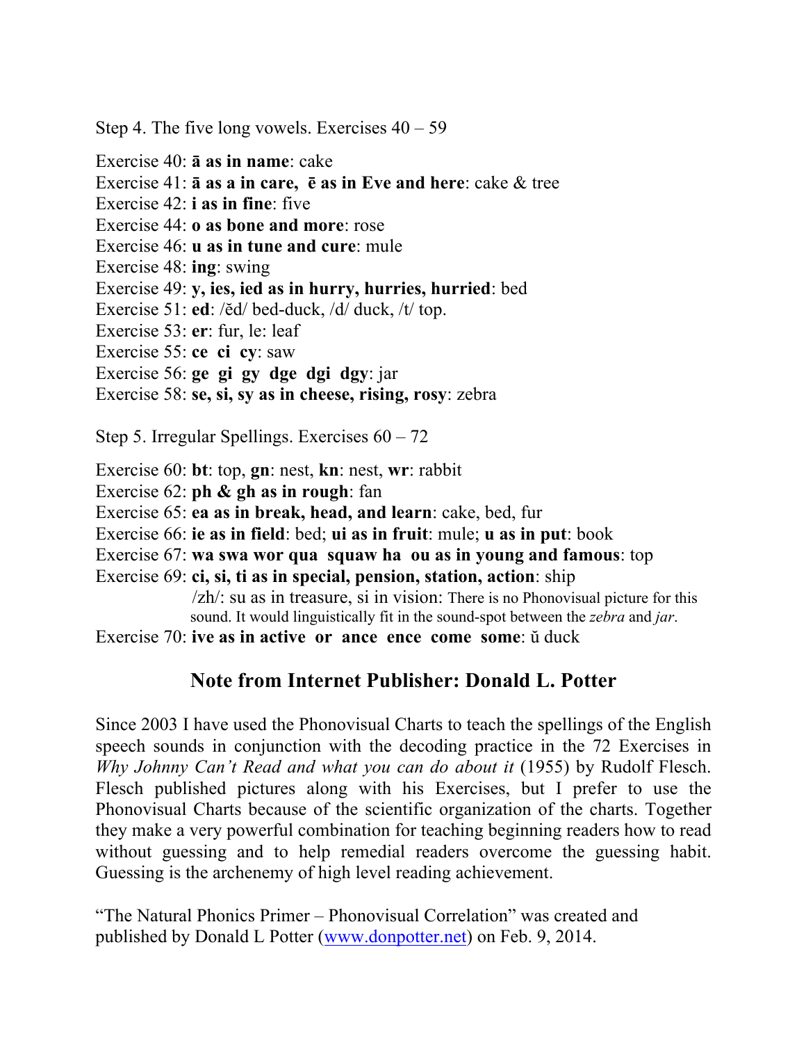Step 4. The five long vowels. Exercises 40 – 59

Exercise 40: **ā as in name**: cake
Exercise 41: **ā as a in care, ē as in Eve and here**: cake & tree
Exercise 42: **i as in fine**: five
Exercise 44: **o as bone and more**: rose
Exercise 46: **u as in tune and cure**: mule
Exercise 48: **ing**: swing
Exercise 49: **y, ies, ied as in hurry, hurries, hurried**: bed
Exercise 51: **ed**: /ĕd/ bed-duck, /d/ duck, /t/ top.
Exercise 53: **er**: fur, le: leaf
Exercise 55: **ce ci cy**: saw
Exercise 56: **ge gi gy dge dgi dgy**: jar
Exercise 58: **se, si, sy as in cheese, rising, rosy**: zebra

Step 5. Irregular Spellings. Exercises 60 – 72

Exercise 60: **bt**: top, **gn**: nest, **kn**: nest, **wr**: rabbit
Exercise 62: **ph & gh as in rough**: fan
Exercise 65: **ea as in break, head, and learn**: cake, bed, fur
Exercise 66: **ie as in field**: bed; **ui as in fruit**: mule; **u as in put**: book
Exercise 67: **wa swa wor qua squaw ha ou as in young and famous**: top
Exercise 69: **ci, si, ti as in special, pension, station, action**: ship
/zh/: su as in treasure, si in vision: There is no Phonovisual picture for this sound. It would linguistically fit in the sound-spot between the *zebra* and *jar*.
Exercise 70: **ive as in active or ance ence come some**: ŭ duck

## Note from Internet Publisher: Donald L. Potter

Since 2003 I have used the Phonovisual Charts to teach the spellings of the English speech sounds in conjunction with the decoding practice in the 72 Exercises in *Why Johnny Can't Read and what you can do about it* (1955) by Rudolf Flesch. Flesch published pictures along with his Exercises, but I prefer to use the Phonovisual Charts because of the scientific organization of the charts. Together they make a very powerful combination for teaching beginning readers how to read without guessing and to help remedial readers overcome the guessing habit. Guessing is the archenemy of high level reading achievement.

"The Natural Phonics Primer – Phonovisual Correlation" was created and published by Donald L Potter (www.donpotter.net) on Feb. 9, 2014.